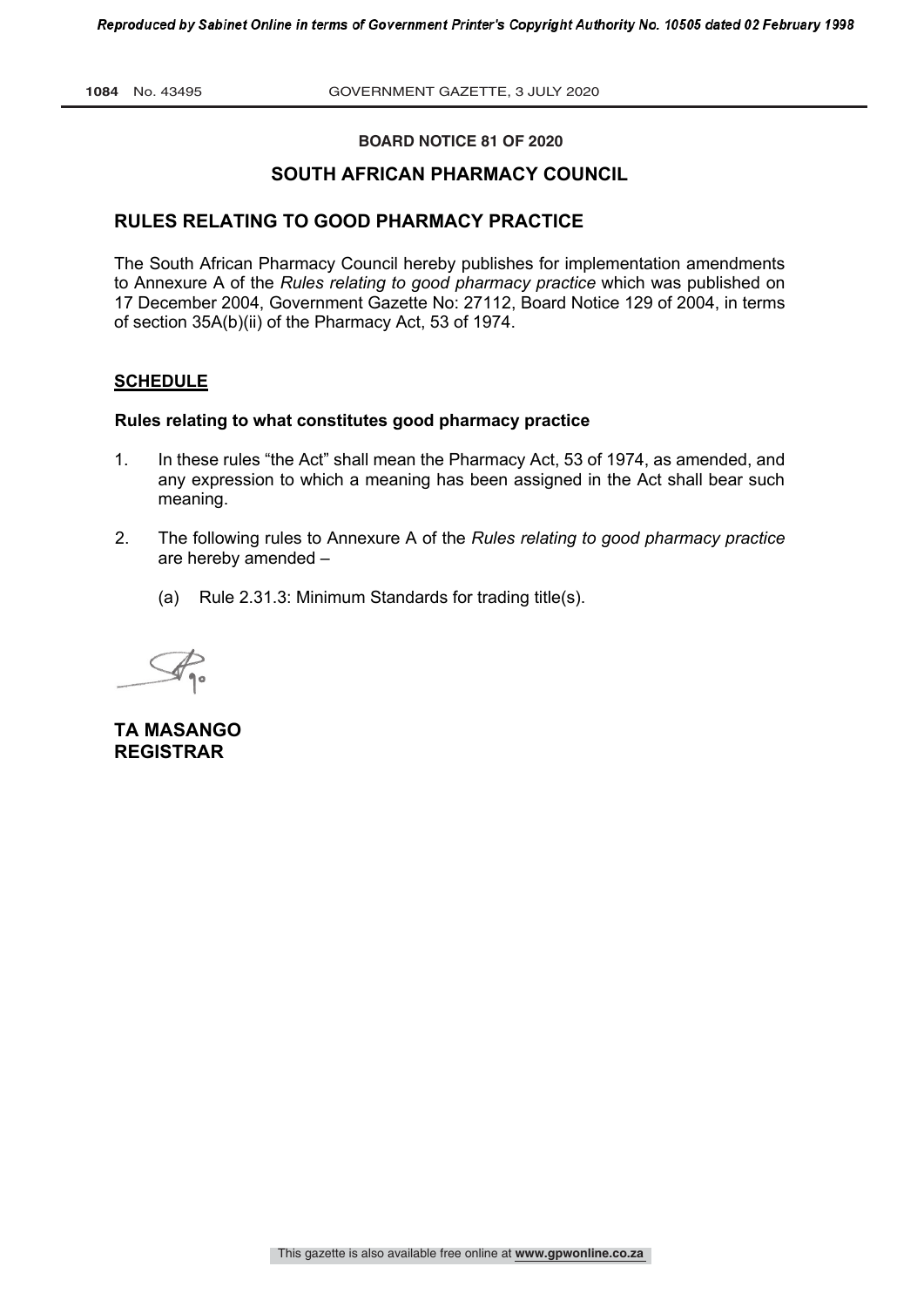**BOARD NOTICE 81 OF 2020**

## SOUTH AFRICAN PHARMACY COUNCIL

## RULES RELATING TO GOOD PHARMACY PRACTICE

The South African Pharmacy Council hereby publishes for implementation amendments to Annexure A of the *Rules relating to good pharmacy practice* which was published on 17 December 2004, Government Gazette No: 27112, Board Notice 129 of 2004, in terms of section 35A(b)(ii) of the Pharmacy Act, 53 of 1974.

### SCHEDULE

**Rules relating to what constitutes good pharmacy practice**

1. In these rules "the Act" shall mean the Pharmacy Act, 53 of 1974, as amended, and any expression to which a meaning has been assigned in the Act shall bear such meaning.

2. The following rules to Annexure A of the *Rules relating to good pharmacy practice* are hereby amended –

   (a) Rule 2.31.3: Minimum Standards for trading title(s).

**TA MASANGO**
**REGISTRAR**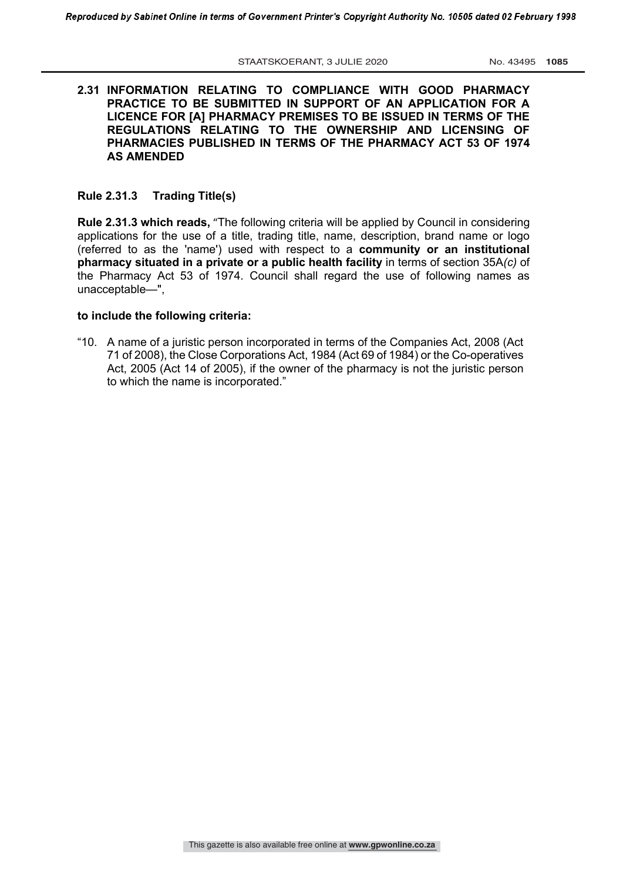## 2.31 INFORMATION RELATING TO COMPLIANCE WITH GOOD PHARMACY PRACTICE TO BE SUBMITTED IN SUPPORT OF AN APPLICATION FOR A LICENCE FOR [A] PHARMACY PREMISES TO BE ISSUED IN TERMS OF THE REGULATIONS RELATING TO THE OWNERSHIP AND LICENSING OF PHARMACIES PUBLISHED IN TERMS OF THE PHARMACY ACT 53 OF 1974 AS AMENDED

### Rule 2.31.3 Trading Title(s)

**Rule 2.31.3 which reads,** "The following criteria will be applied by Council in considering applications for the use of a title, trading title, name, description, brand name or logo (referred to as the 'name') used with respect to a **community or an institutional pharmacy situated in a private or a public health facility** in terms of section 35A*(c)* of the Pharmacy Act 53 of 1974. Council shall regard the use of following names as unacceptable—",

**to include the following criteria:**

"10. A name of a juristic person incorporated in terms of the Companies Act, 2008 (Act 71 of 2008), the Close Corporations Act, 1984 (Act 69 of 1984) or the Co-operatives Act, 2005 (Act 14 of 2005), if the owner of the pharmacy is not the juristic person to which the name is incorporated."